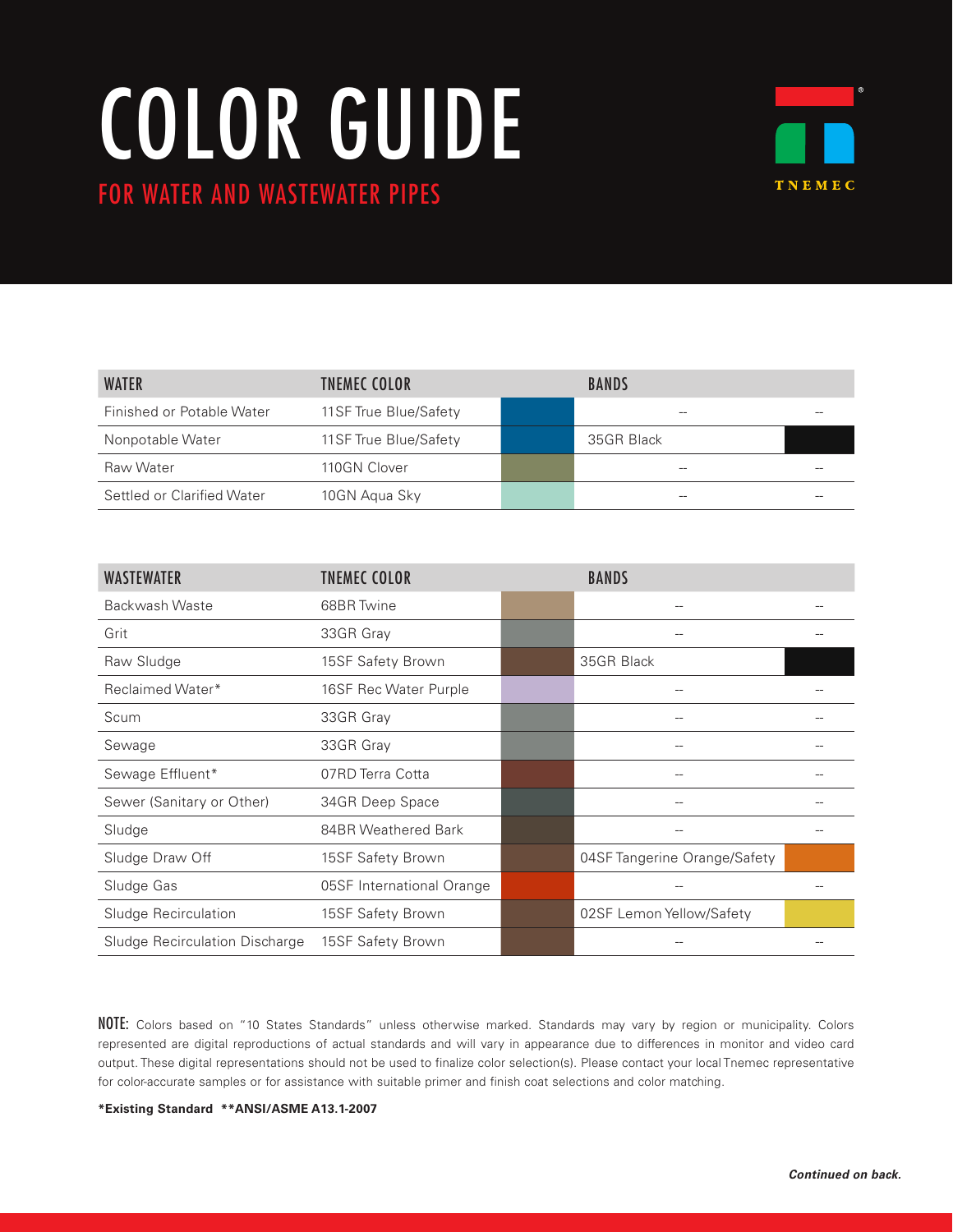# COLOR GUIDE

## FOR WATER AND WASTEWATER PIPES

TNEMEC

| WATER | TNEMEC COLOR | | BANDS | |
|---|---|---|---|---|
| Finished or Potable Water | 11SF True Blue/Safety | | -- | -- |
| Nonpotable Water | 11SF True Blue/Safety | | 35GR Black | |
| Raw Water | 110GN Clover | | -- | -- |
| Settled or Clarified Water | 10GN Aqua Sky | | -- | -- |

| WASTEWATER | TNEMEC COLOR | | BANDS | |
|---|---|---|---|---|
| Backwash Waste | 68BR Twine | | -- | -- |
| Grit | 33GR Gray | | -- | -- |
| Raw Sludge | 15SF Safety Brown | | 35GR Black | |
| Reclaimed Water* | 16SF Rec Water Purple | | -- | -- |
| Scum | 33GR Gray | | -- | -- |
| Sewage | 33GR Gray | | -- | -- |
| Sewage Effluent* | 07RD Terra Cotta | | -- | -- |
| Sewer (Sanitary or Other) | 34GR Deep Space | | -- | -- |
| Sludge | 84BR Weathered Bark | | -- | -- |
| Sludge Draw Off | 15SF Safety Brown | | 04SF Tangerine Orange/Safety | |
| Sludge Gas | 05SF International Orange | | -- | -- |
| Sludge Recirculation | 15SF Safety Brown | | 02SF Lemon Yellow/Safety | |
| Sludge Recirculation Discharge | 15SF Safety Brown | | -- | -- |

**NOTE:** Colors based on "10 States Standards" unless otherwise marked. Standards may vary by region or municipality. Colors represented are digital reproductions of actual standards and will vary in appearance due to differences in monitor and video card output. These digital representations should not be used to finalize color selection(s). Please contact your local Tnemec representative for color-accurate samples or for assistance with suitable primer and finish coat selections and color matching.

**\*Existing Standard \*\*ANSI/ASME A13.1-2007**

***Continued on back.***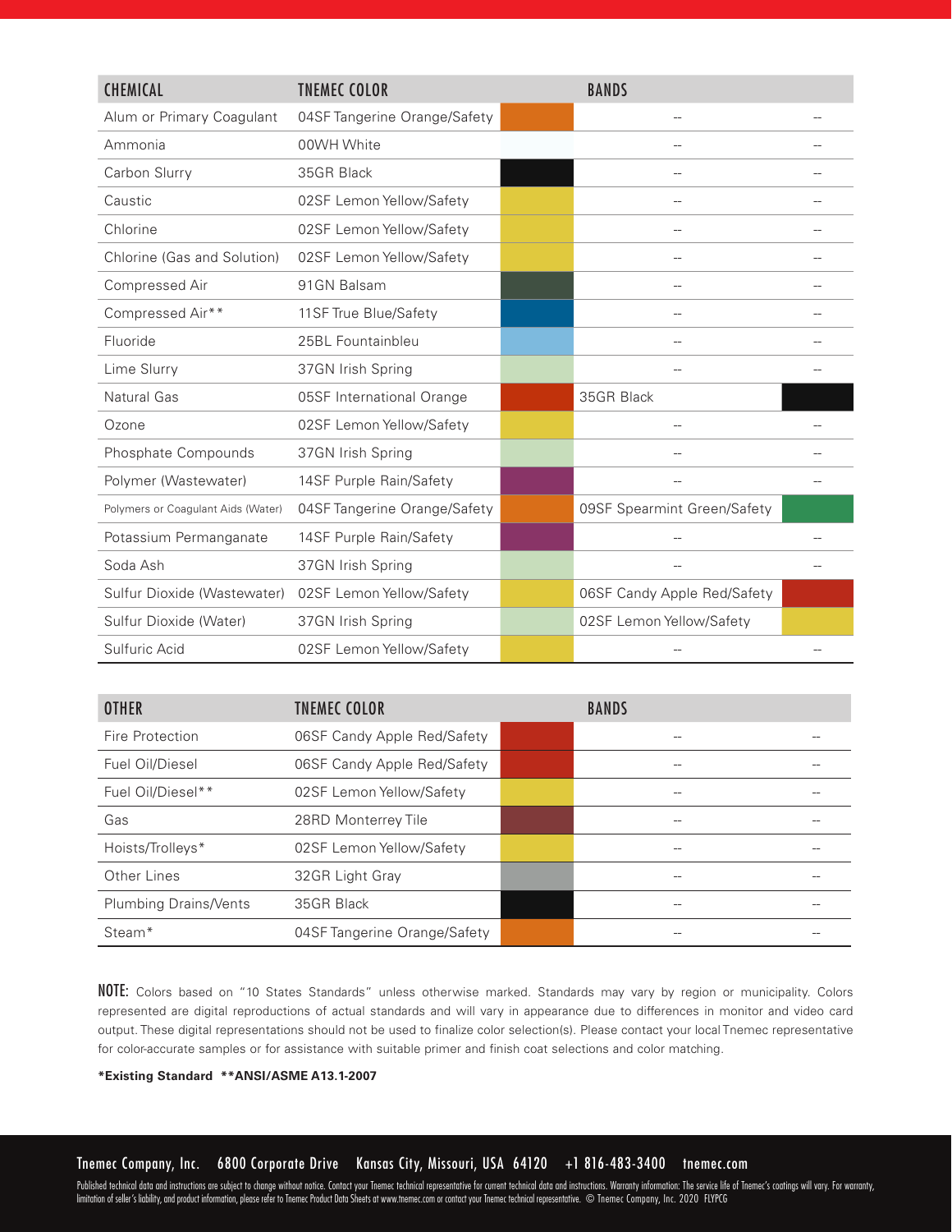| CHEMICAL | TNEMEC COLOR | | BANDS | |
|---|---|---|---|---|
| Alum or Primary Coagulant | 04SF Tangerine Orange/Safety | | -- | -- |
| Ammonia | 00WH White | | -- | -- |
| Carbon Slurry | 35GR Black | | -- | -- |
| Caustic | 02SF Lemon Yellow/Safety | | -- | -- |
| Chlorine | 02SF Lemon Yellow/Safety | | -- | -- |
| Chlorine (Gas and Solution) | 02SF Lemon Yellow/Safety | | -- | -- |
| Compressed Air | 91GN Balsam | | -- | -- |
| Compressed Air** | 11SF True Blue/Safety | | -- | -- |
| Fluoride | 25BL Fountainbleu | | -- | -- |
| Lime Slurry | 37GN Irish Spring | | -- | -- |
| Natural Gas | 05SF International Orange | | 35GR Black | |
| Ozone | 02SF Lemon Yellow/Safety | | -- | -- |
| Phosphate Compounds | 37GN Irish Spring | | -- | -- |
| Polymer (Wastewater) | 14SF Purple Rain/Safety | | -- | -- |
| Polymers or Coagulant Aids (Water) | 04SF Tangerine Orange/Safety | | 09SF Spearmint Green/Safety | |
| Potassium Permanganate | 14SF Purple Rain/Safety | | -- | -- |
| Soda Ash | 37GN Irish Spring | | -- | -- |
| Sulfur Dioxide (Wastewater) | 02SF Lemon Yellow/Safety | | 06SF Candy Apple Red/Safety | |
| Sulfur Dioxide (Water) | 37GN Irish Spring | | 02SF Lemon Yellow/Safety | |
| Sulfuric Acid | 02SF Lemon Yellow/Safety | | -- | -- |

| OTHER | TNEMEC COLOR | | BANDS | |
|---|---|---|---|---|
| Fire Protection | 06SF Candy Apple Red/Safety | | -- | -- |
| Fuel Oil/Diesel | 06SF Candy Apple Red/Safety | | -- | -- |
| Fuel Oil/Diesel** | 02SF Lemon Yellow/Safety | | -- | -- |
| Gas | 28RD Monterrey Tile | | -- | -- |
| Hoists/Trolleys* | 02SF Lemon Yellow/Safety | | -- | -- |
| Other Lines | 32GR Light Gray | | -- | -- |
| Plumbing Drains/Vents | 35GR Black | | -- | -- |
| Steam* | 04SF Tangerine Orange/Safety | | -- | -- |

**NOTE:** Colors based on "10 States Standards" unless otherwise marked. Standards may vary by region or municipality. Colors represented are digital reproductions of actual standards and will vary in appearance due to differences in monitor and video card output. These digital representations should not be used to finalize color selection(s). Please contact your local Tnemec representative for color-accurate samples or for assistance with suitable primer and finish coat selections and color matching.

**\*Existing Standard  \*\*ANSI/ASME A13.1-2007**

Tnemec Company, Inc.  6800 Corporate Drive  Kansas City, Missouri, USA 64120  +1 816-483-3400  tnemec.com

Published technical data and instructions are subject to change without notice. Contact your Tnemec technical representative for current technical data and instructions. Warranty information: The service life of Tnemec's coatings will vary. For warranty, limitation of seller's liability, and product information, please refer to Tnemec Product Data Sheets at www.tnemec.com or contact your Tnemec technical representative. © Tnemec Company, Inc. 2020 FLYPCG